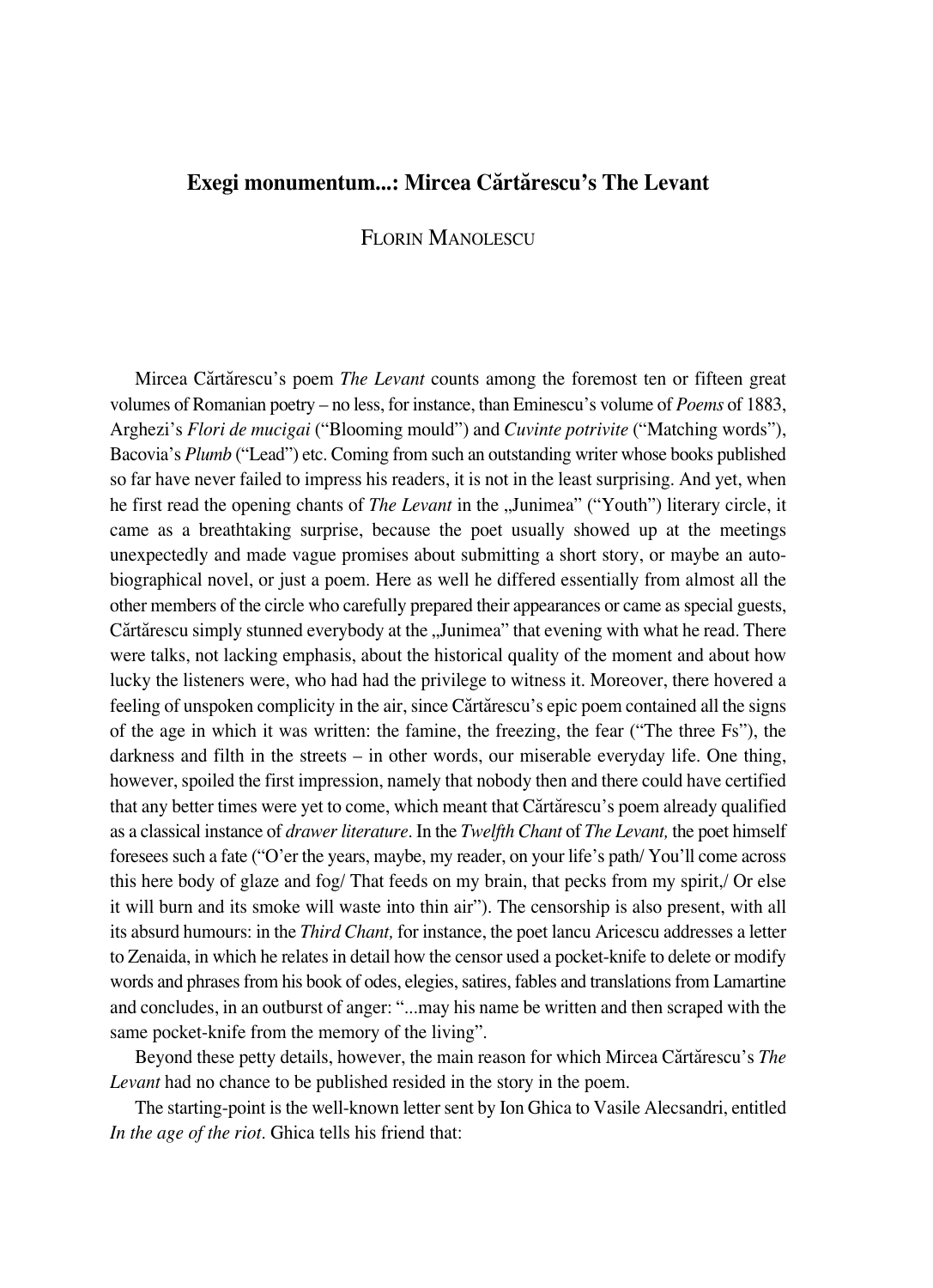## Exegi monumentum...: Mircea Cărtărescu's The Levant

FLORIN MANOLESCU

Mircea Cărtărescu's poem *The Levant* counts among the foremost ten or fifteen great volumes of Romanian poetry – no less, for instance, than Eminescu's volume of *Poems* of 1883, Arghezi's *Flori de mucigai* ("Blooming mould") and *Cuvinte potrivite* ("Matching words"), Bacovia's *Plumb* ("Lead") etc. Coming from such an outstanding writer whose books published so far have never failed to impress his readers, it is not in the least surprising. And yet, when he first read the opening chants of *The Levant* in the „Junimea" ("Youth") literary circle, it came as a breathtaking surprise, because the poet usually showed up at the meetings unexpectedly and made vague promises about submitting a short story, or maybe an autobiographical novel, or just a poem. Here as well he differed essentially from almost all the other members of the circle who carefully prepared their appearances or came as special guests, Cărtărescu simply stunned everybody at the „Junimea" that evening with what he read. There were talks, not lacking emphasis, about the historical quality of the moment and about how lucky the listeners were, who had had the privilege to witness it. Moreover, there hovered a feeling of unspoken complicity in the air, since Cărtărescu's epic poem contained all the signs of the age in which it was written: the famine, the freezing, the fear ("The three Fs"), the darkness and filth in the streets – in other words, our miserable everyday life. One thing, however, spoiled the first impression, namely that nobody then and there could have certified that any better times were yet to come, which meant that Cărtărescu's poem already qualified as a classical instance of *drawer literature*. In the *Twelfth Chant* of *The Levant,* the poet himself foresees such a fate ("O'er the years, maybe, my reader, on your life's path/ You'll come across this here body of glaze and fog/ That feeds on my brain, that pecks from my spirit,/ Or else it will burn and its smoke will waste into thin air"). The censorship is also present, with all its absurd humours: in the *Third Chant,* for instance, the poet Iancu Aricescu addresses a letter to Zenaida, in which he relates in detail how the censor used a pocket-knife to delete or modify words and phrases from his book of odes, elegies, satires, fables and translations from Lamartine and concludes, in an outburst of anger: "...may his name be written and then scraped with the same pocket-knife from the memory of the living".

Beyond these petty details, however, the main reason for which Mircea Cărtărescu's *The Levant* had no chance to be published resided in the story in the poem.

The starting-point is the well-known letter sent by Ion Ghica to Vasile Alecsandri, entitled *In the age of the riot*. Ghica tells his friend that: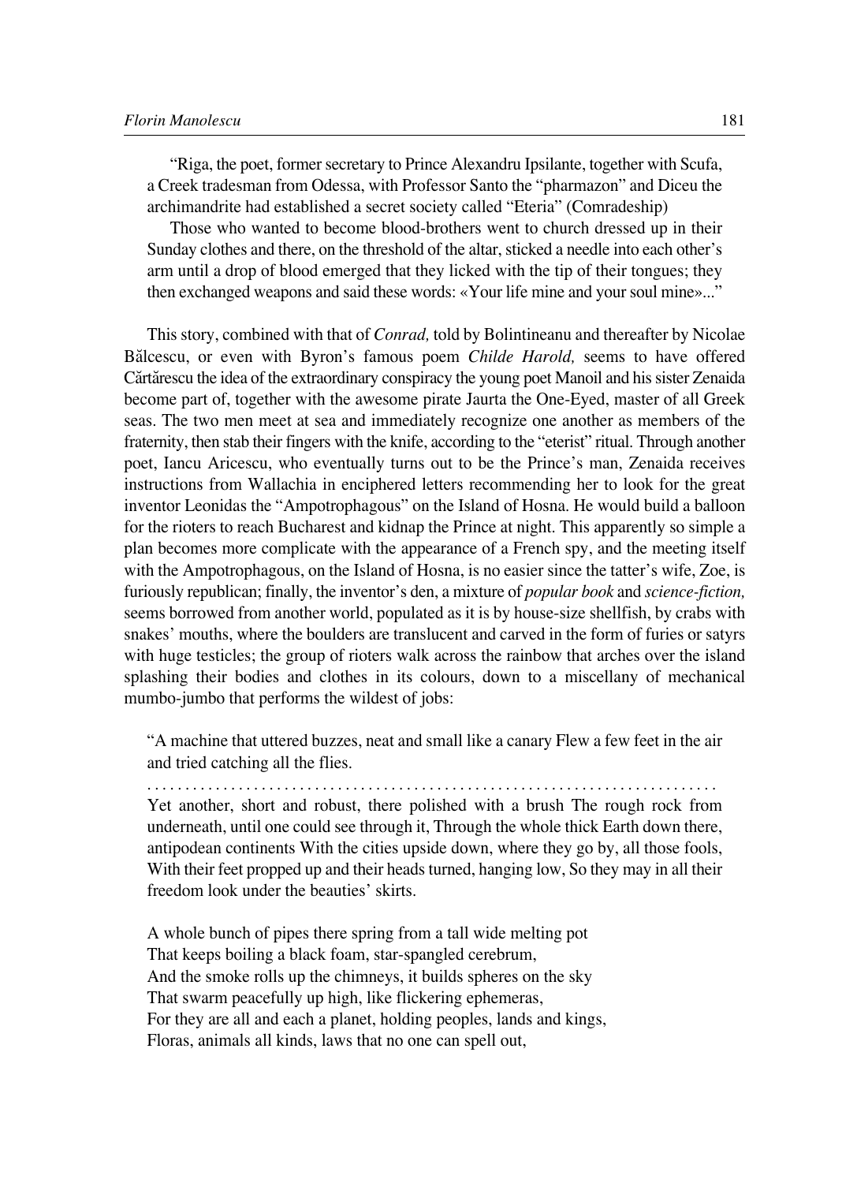"Riga, the poet, former secretary to Prince Alexandru Ipsilante, together with Scufa, a Creek tradesman from Odessa, with Professor Santo the "pharmazon" and Diceu the archimandrite had established a secret society called "Eteria" (Comradeship)

Those who wanted to become blood-brothers went to church dressed up in their Sunday clothes and there, on the threshold of the altar, sticked a needle into each other's arm until a drop of blood emerged that they licked with the tip of their tongues; they then exchanged weapons and said these words: «Your life mine and your soul mine»..."

This story, combined with that of *Conrad,* told by Bolintineanu and thereafter by Nicolae Bălcescu, or even with Byron's famous poem *Childe Harold,* seems to have offered Cărtărescu the idea of the extraordinary conspiracy the young poet Manoil and his sister Zenaida become part of, together with the awesome pirate Jaurta the One-Eyed, master of all Greek seas. The two men meet at sea and immediately recognize one another as members of the fraternity, then stab their fingers with the knife, according to the "eterist" ritual. Through another poet, Iancu Aricescu, who eventually turns out to be the Prince's man, Zenaida receives instructions from Wallachia in enciphered letters recommending her to look for the great inventor Leonidas the "Ampotrophagous" on the Island of Hosna. He would build a balloon for the rioters to reach Bucharest and kidnap the Prince at night. This apparently so simple a plan becomes more complicate with the appearance of a French spy, and the meeting itself with the Ampotrophagous, on the Island of Hosna, is no easier since the tatter's wife, Zoe, is furiously republican; finally, the inventor's den, a mixture of *popular book* and *science-fiction,* seems borrowed from another world, populated as it is by house-size shellfish, by crabs with snakes' mouths, where the boulders are translucent and carved in the form of furies or satyrs with huge testicles; the group of rioters walk across the rainbow that arches over the island splashing their bodies and clothes in its colours, down to a miscellany of mechanical mumbo-jumbo that performs the wildest of jobs:

"A machine that uttered buzzes, neat and small like a canary Flew a few feet in the air and tried catching all the flies.

. . . . . . . . . . . . . . . . . . . . . . . . . . . . . . . . . . . . . . . . . . . . . . . . . . . . . . . . . . . . . . . . . . . . . . . . .

Yet another, short and robust, there polished with a brush The rough rock from underneath, until one could see through it, Through the whole thick Earth down there, antipodean continents With the cities upside down, where they go by, all those fools, With their feet propped up and their heads turned, hanging low, So they may in all their freedom look under the beauties' skirts.

A whole bunch of pipes there spring from a tall wide melting pot
That keeps boiling a black foam, star-spangled cerebrum,
And the smoke rolls up the chimneys, it builds spheres on the sky
That swarm peacefully up high, like flickering ephemeras,
For they are all and each a planet, holding peoples, lands and kings,
Floras, animals all kinds, laws that no one can spell out,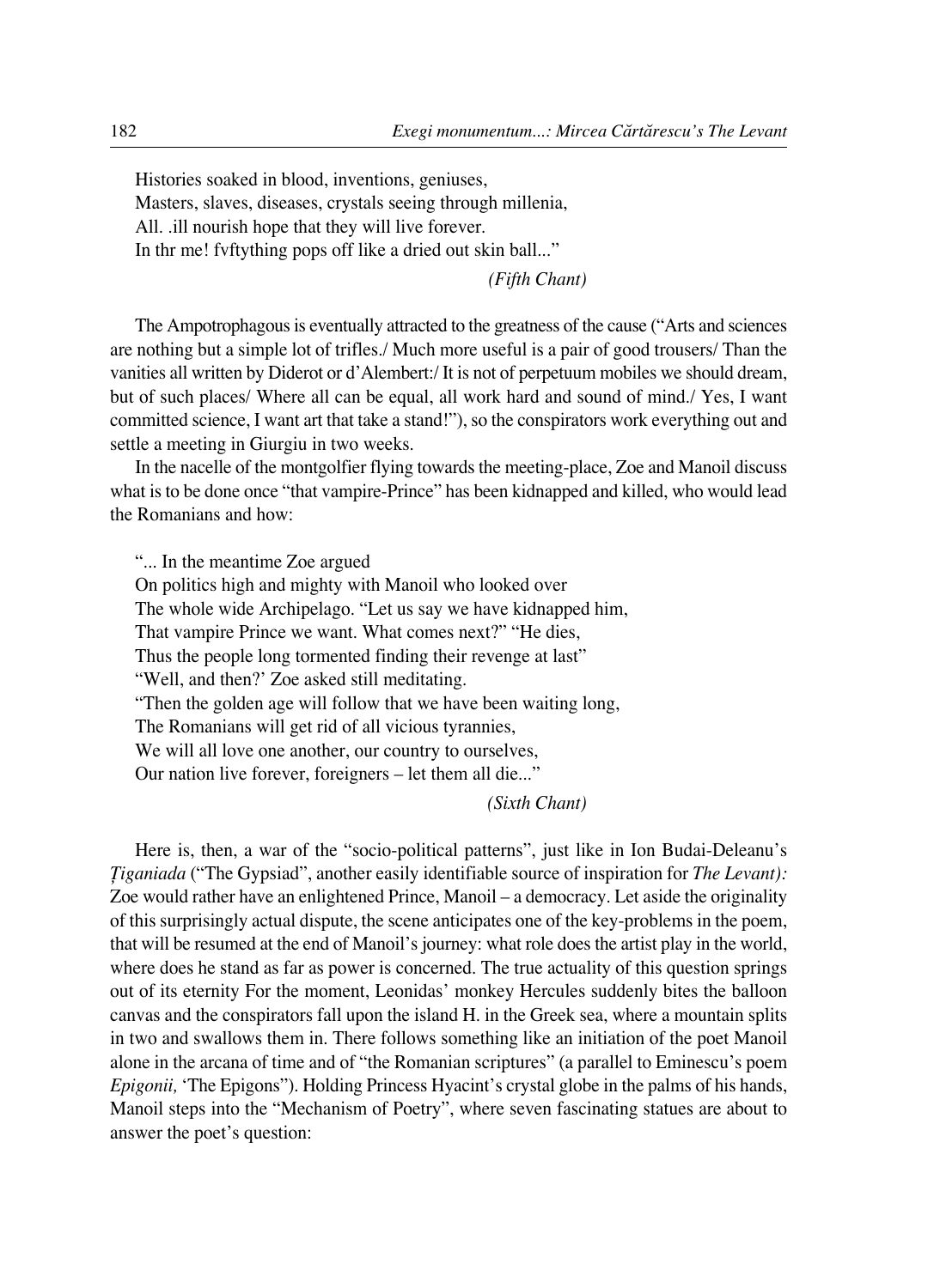Histories soaked in blood, inventions, geniuses,  
Masters, slaves, diseases, crystals seeing through millenia,  
All. .ill nourish hope that they will live forever.  
In thr me! fvftything pops off like a dried out skin ball..."

*(Fifth Chant)*

The Ampotrophagous is eventually attracted to the greatness of the cause ("Arts and sciences are nothing but a simple lot of trifles./ Much more useful is a pair of good trousers/ Than the vanities all written by Diderot or d'Alembert:/ It is not of perpetuum mobiles we should dream, but of such places/ Where all can be equal, all work hard and sound of mind./ Yes, I want committed science, I want art that take a stand!"), so the conspirators work everything out and settle a meeting in Giurgiu in two weeks.

In the nacelle of the montgolfier flying towards the meeting-place, Zoe and Manoil discuss what is to be done once "that vampire-Prince" has been kidnapped and killed, who would lead the Romanians and how:

"... In the meantime Zoe argued  
On politics high and mighty with Manoil who looked over  
The whole wide Archipelago. "Let us say we have kidnapped him,  
That vampire Prince we want. What comes next?" "He dies,  
Thus the people long tormented finding their revenge at last"  
"Well, and then?' Zoe asked still meditating.  
"Then the golden age will follow that we have been waiting long,  
The Romanians will get rid of all vicious tyrannies,  
We will all love one another, our country to ourselves,  
Our nation live forever, foreigners – let them all die..."

*(Sixth Chant)*

Here is, then, a war of the "socio-political patterns", just like in Ion Budai-Deleanu's *Țiganiada* ("The Gypsiad", another easily identifiable source of inspiration for *The Levant):* Zoe would rather have an enlightened Prince, Manoil – a democracy. Let aside the originality of this surprisingly actual dispute, the scene anticipates one of the key-problems in the poem, that will be resumed at the end of Manoil's journey: what role does the artist play in the world, where does he stand as far as power is concerned. The true actuality of this question springs out of its eternity For the moment, Leonidas' monkey Hercules suddenly bites the balloon canvas and the conspirators fall upon the island H. in the Greek sea, where a mountain splits in two and swallows them in. There follows something like an initiation of the poet Manoil alone in the arcana of time and of "the Romanian scriptures" (a parallel to Eminescu's poem *Epigonii,* 'The Epigons"). Holding Princess Hyacint's crystal globe in the palms of his hands, Manoil steps into the "Mechanism of Poetry", where seven fascinating statues are about to answer the poet's question: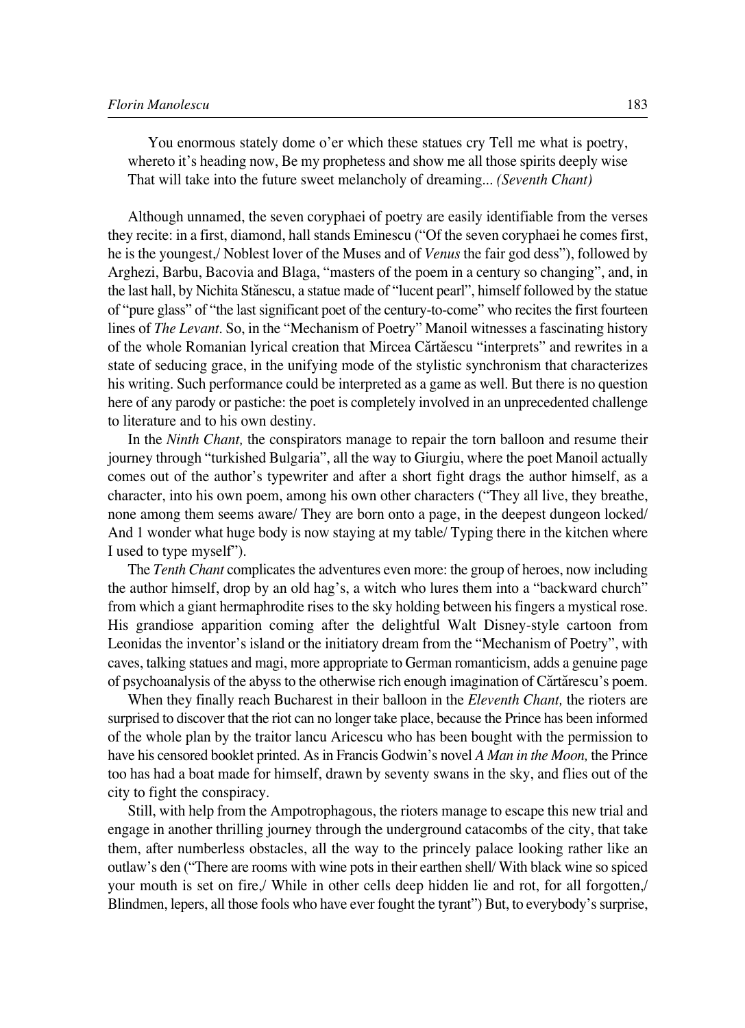You enormous stately dome o'er which these statues cry Tell me what is poetry, whereto it's heading now, Be my prophetess and show me all those spirits deeply wise That will take into the future sweet melancholy of dreaming... *(Seventh Chant)*

Although unnamed, the seven coryphaei of poetry are easily identifiable from the verses they recite: in a first, diamond, hall stands Eminescu ("Of the seven coryphaei he comes first, he is the youngest,/ Noblest lover of the Muses and of *Venus* the fair god dess"), followed by Arghezi, Barbu, Bacovia and Blaga, "masters of the poem in a century so changing", and, in the last hall, by Nichita Stănescu, a statue made of "lucent pearl", himself followed by the statue of "pure glass" of "the last significant poet of the century-to-come" who recites the first fourteen lines of *The Levant*. So, in the "Mechanism of Poetry" Manoil witnesses a fascinating history of the whole Romanian lyrical creation that Mircea Cărtăescu "interprets" and rewrites in a state of seducing grace, in the unifying mode of the stylistic synchronism that characterizes his writing. Such performance could be interpreted as a game as well. But there is no question here of any parody or pastiche: the poet is completely involved in an unprecedented challenge to literature and to his own destiny.

In the *Ninth Chant,* the conspirators manage to repair the torn balloon and resume their journey through "turkished Bulgaria", all the way to Giurgiu, where the poet Manoil actually comes out of the author's typewriter and after a short fight drags the author himself, as a character, into his own poem, among his own other characters ("They all live, they breathe, none among them seems aware/ They are born onto a page, in the deepest dungeon locked/ And 1 wonder what huge body is now staying at my table/ Typing there in the kitchen where I used to type myself").

The *Tenth Chant* complicates the adventures even more: the group of heroes, now including the author himself, drop by an old hag's, a witch who lures them into a "backward church" from which a giant hermaphrodite rises to the sky holding between his fingers a mystical rose. His grandiose apparition coming after the delightful Walt Disney-style cartoon from Leonidas the inventor's island or the initiatory dream from the "Mechanism of Poetry", with caves, talking statues and magi, more appropriate to German romanticism, adds a genuine page of psychoanalysis of the abyss to the otherwise rich enough imagination of Cărtărescu's poem.

When they finally reach Bucharest in their balloon in the *Eleventh Chant,* the rioters are surprised to discover that the riot can no longer take place, because the Prince has been informed of the whole plan by the traitor lancu Aricescu who has been bought with the permission to have his censored booklet printed. As in Francis Godwin's novel *A Man in the Moon,* the Prince too has had a boat made for himself, drawn by seventy swans in the sky, and flies out of the city to fight the conspiracy.

Still, with help from the Ampotrophagous, the rioters manage to escape this new trial and engage in another thrilling journey through the underground catacombs of the city, that take them, after numberless obstacles, all the way to the princely palace looking rather like an outlaw's den ("There are rooms with wine pots in their earthen shell/ With black wine so spiced your mouth is set on fire,/ While in other cells deep hidden lie and rot, for all forgotten,/ Blindmen, lepers, all those fools who have ever fought the tyrant") But, to everybody's surprise,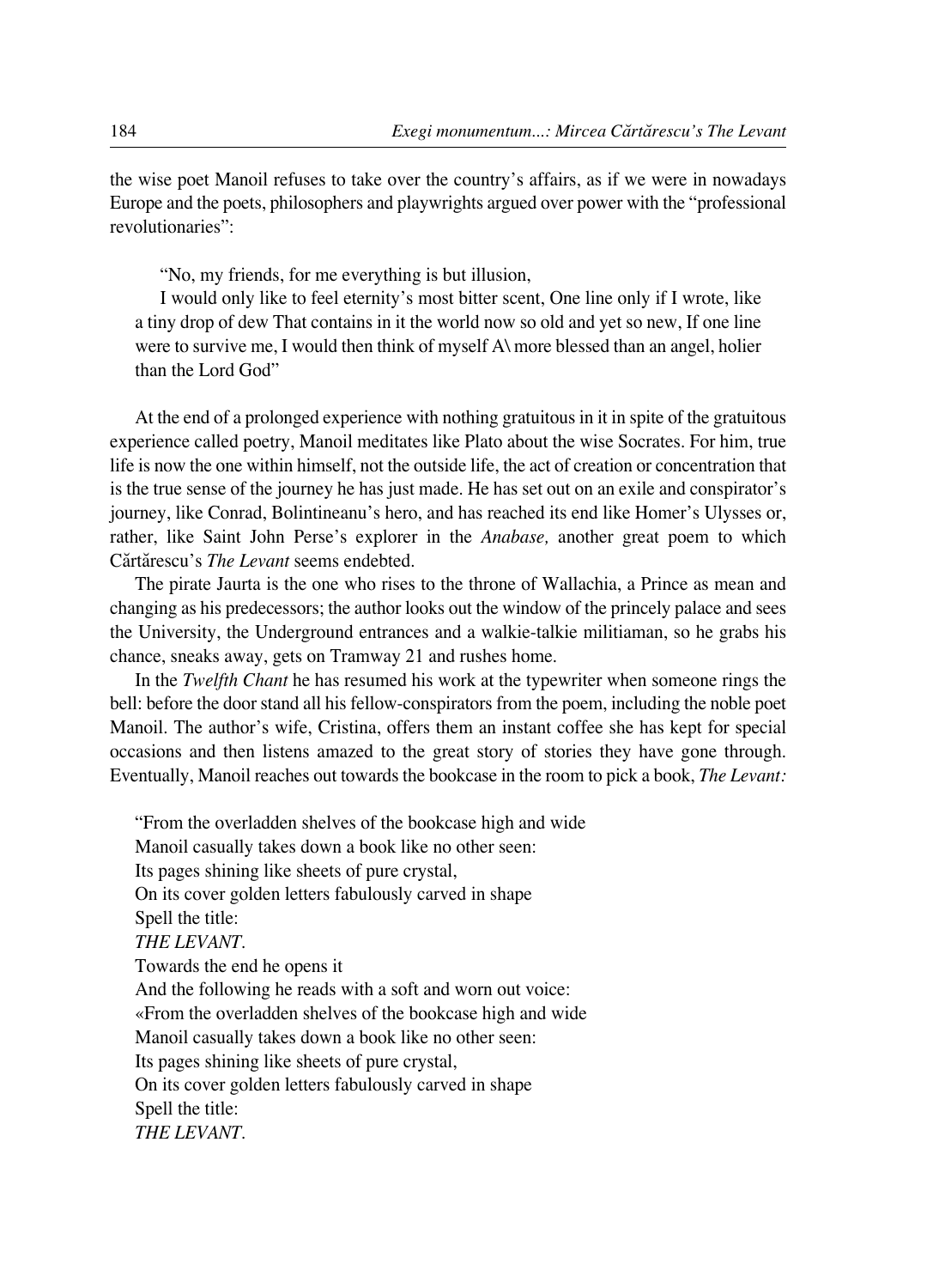the wise poet Manoil refuses to take over the country's affairs, as if we were in nowadays Europe and the poets, philosophers and playwrights argued over power with the "professional revolutionaries":

> "No, my friends, for me everything is but illusion,
>
> I would only like to feel eternity's most bitter scent, One line only if I wrote, like a tiny drop of dew That contains in it the world now so old and yet so new, If one line were to survive me, I would then think of myself A\ more blessed than an angel, holier than the Lord God"

At the end of a prolonged experience with nothing gratuitous in it in spite of the gratuitous experience called poetry, Manoil meditates like Plato about the wise Socrates. For him, true life is now the one within himself, not the outside life, the act of creation or concentration that is the true sense of the journey he has just made. He has set out on an exile and conspirator's journey, like Conrad, Bolintineanu's hero, and has reached its end like Homer's Ulysses or, rather, like Saint John Perse's explorer in the *Anabase,* another great poem to which Cărtărescu's *The Levant* seems endebted.

The pirate Jaurta is the one who rises to the throne of Wallachia, a Prince as mean and changing as his predecessors; the author looks out the window of the princely palace and sees the University, the Underground entrances and a walkie-talkie militiaman, so he grabs his chance, sneaks away, gets on Tramway 21 and rushes home.

In the *Twelfth Chant* he has resumed his work at the typewriter when someone rings the bell: before the door stand all his fellow-conspirators from the poem, including the noble poet Manoil. The author's wife, Cristina, offers them an instant coffee she has kept for special occasions and then listens amazed to the great story of stories they have gone through. Eventually, Manoil reaches out towards the bookcase in the room to pick a book, *The Levant:*

> "From the overladden shelves of the bookcase high and wide
> Manoil casually takes down a book like no other seen:
> Its pages shining like sheets of pure crystal,
> On its cover golden letters fabulously carved in shape
> Spell the title:
> *THE LEVANT*.
> Towards the end he opens it
> And the following he reads with a soft and worn out voice:
> «From the overladden shelves of the bookcase high and wide
> Manoil casually takes down a book like no other seen:
> Its pages shining like sheets of pure crystal,
> On its cover golden letters fabulously carved in shape
> Spell the title:
> *THE LEVANT*.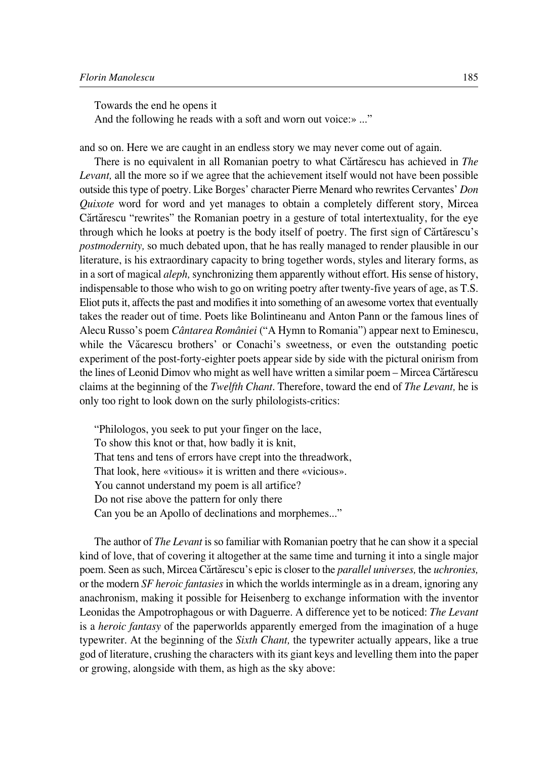Towards the end he opens it  
And the following he reads with a soft and worn out voice:» ..."

and so on. Here we are caught in an endless story we may never come out of again.

There is no equivalent in all Romanian poetry to what Cărtărescu has achieved in *The Levant,* all the more so if we agree that the achievement itself would not have been possible outside this type of poetry. Like Borges' character Pierre Menard who rewrites Cervantes' *Don Quixote* word for word and yet manages to obtain a completely different story, Mircea Cărtărescu "rewrites" the Romanian poetry in a gesture of total intertextuality, for the eye through which he looks at poetry is the body itself of poetry. The first sign of Cărtărescu's *postmodernity,* so much debated upon, that he has really managed to render plausible in our literature, is his extraordinary capacity to bring together words, styles and literary forms, as in a sort of magical *aleph,* synchronizing them apparently without effort. His sense of history, indispensable to those who wish to go on writing poetry after twenty-five years of age, as T.S. Eliot puts it, affects the past and modifies it into something of an awesome vortex that eventually takes the reader out of time. Poets like Bolintineanu and Anton Pann or the famous lines of Alecu Russo's poem *Cântarea României* ("A Hymn to Romania") appear next to Eminescu, while the Văcarescu brothers' or Conachi's sweetness, or even the outstanding poetic experiment of the post-forty-eighter poets appear side by side with the pictural onirism from the lines of Leonid Dimov who might as well have written a similar poem – Mircea Cărtărescu claims at the beginning of the *Twelfth Chant*. Therefore, toward the end of *The Levant,* he is only too right to look down on the surly philologists-critics:

"Philologos, you seek to put your finger on the lace,  
To show this knot or that, how badly it is knit,  
That tens and tens of errors have crept into the threadwork,  
That look, here «vitious» it is written and there «vicious».  
You cannot understand my poem is all artifice?  
Do not rise above the pattern for only there  
Can you be an Apollo of declinations and morphemes..."

The author of *The Levant* is so familiar with Romanian poetry that he can show it a special kind of love, that of covering it altogether at the same time and turning it into a single major poem. Seen as such, Mircea Cărtărescu's epic is closer to the *parallel universes,* the *uchronies,* or the modern *SF heroic fantasies* in which the worlds intermingle as in a dream, ignoring any anachronism, making it possible for Heisenberg to exchange information with the inventor Leonidas the Ampotrophagous or with Daguerre. A difference yet to be noticed: *The Levant* is a *heroic fantasy* of the paperworlds apparently emerged from the imagination of a huge typewriter. At the beginning of the *Sixth Chant,* the typewriter actually appears, like a true god of literature, crushing the characters with its giant keys and levelling them into the paper or growing, alongside with them, as high as the sky above: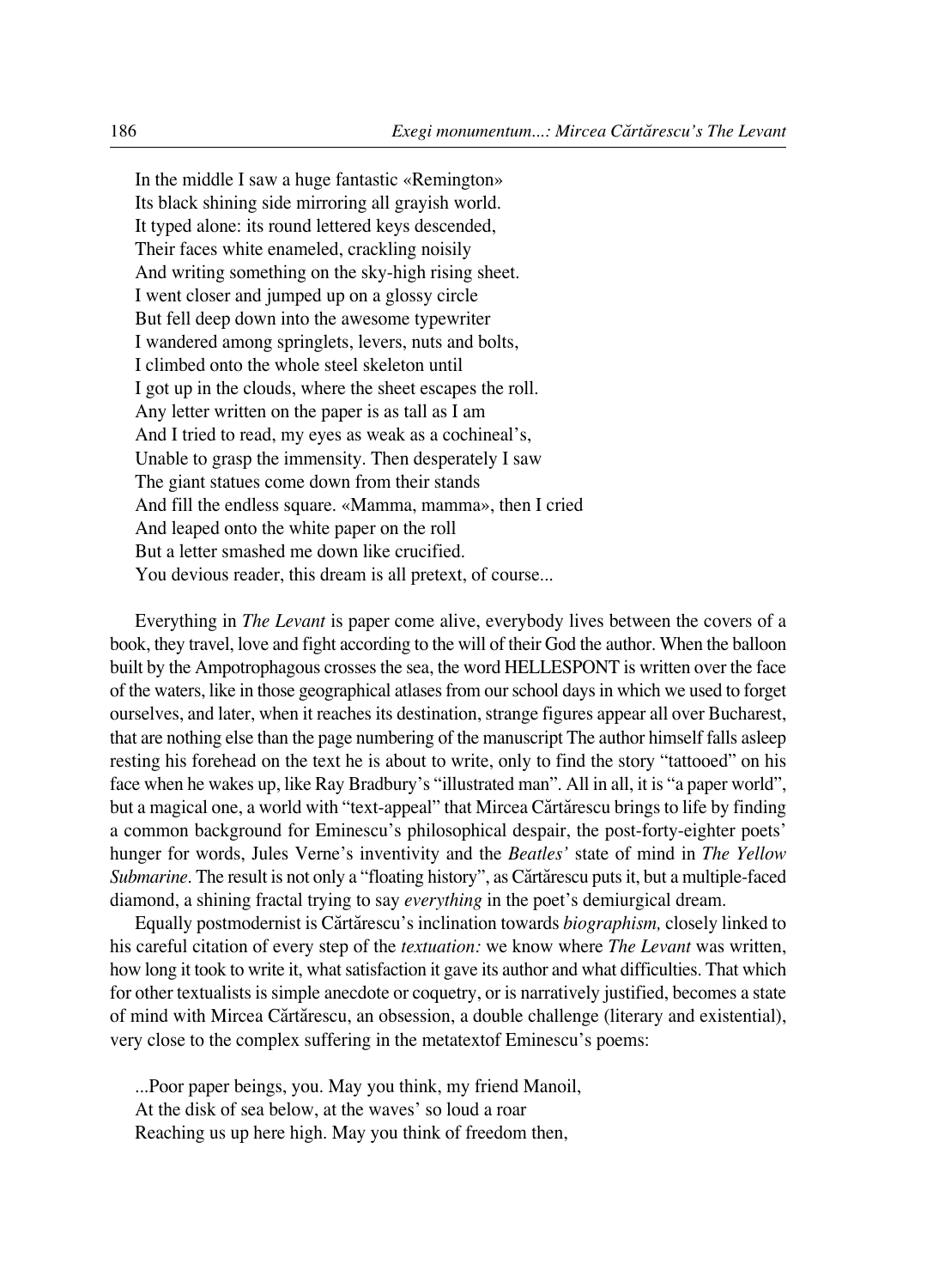In the middle I saw a huge fantastic «Remington»  
Its black shining side mirroring all grayish world.  
It typed alone: its round lettered keys descended,  
Their faces white enameled, crackling noisily  
And writing something on the sky-high rising sheet.  
I went closer and jumped up on a glossy circle  
But fell deep down into the awesome typewriter  
I wandered among springlets, levers, nuts and bolts,  
I climbed onto the whole steel skeleton until  
I got up in the clouds, where the sheet escapes the roll.  
Any letter written on the paper is as tall as I am  
And I tried to read, my eyes as weak as a cochineal's,  
Unable to grasp the immensity. Then desperately I saw  
The giant statues come down from their stands  
And fill the endless square. «Mamma, mamma», then I cried  
And leaped onto the white paper on the roll  
But a letter smashed me down like crucified.  
You devious reader, this dream is all pretext, of course...

Everything in *The Levant* is paper come alive, everybody lives between the covers of a book, they travel, love and fight according to the will of their God the author. When the balloon built by the Ampotrophagous crosses the sea, the word HELLESPONT is written over the face of the waters, like in those geographical atlases from our school days in which we used to forget ourselves, and later, when it reaches its destination, strange figures appear all over Bucharest, that are nothing else than the page numbering of the manuscript The author himself falls asleep resting his forehead on the text he is about to write, only to find the story "tattooed" on his face when he wakes up, like Ray Bradbury's "illustrated man". All in all, it is "a paper world", but a magical one, a world with "text-appeal" that Mircea Cărtărescu brings to life by finding a common background for Eminescu's philosophical despair, the post-forty-eighter poets' hunger for words, Jules Verne's inventivity and the *Beatles'* state of mind in *The Yellow Submarine*. The result is not only a "floating history", as Cărtărescu puts it, but a multiple-faced diamond, a shining fractal trying to say *everything* in the poet's demiurgical dream.

Equally postmodernist is Cărtărescu's inclination towards *biographism,* closely linked to his careful citation of every step of the *textuation:* we know where *The Levant* was written, how long it took to write it, what satisfaction it gave its author and what difficulties. That which for other textualists is simple anecdote or coquetry, or is narratively justified, becomes a state of mind with Mircea Cărtărescu, an obsession, a double challenge (literary and existential), very close to the complex suffering in the metatextof Eminescu's poems:

...Poor paper beings, you. May you think, my friend Manoil,  
At the disk of sea below, at the waves' so loud a roar  
Reaching us up here high. May you think of freedom then,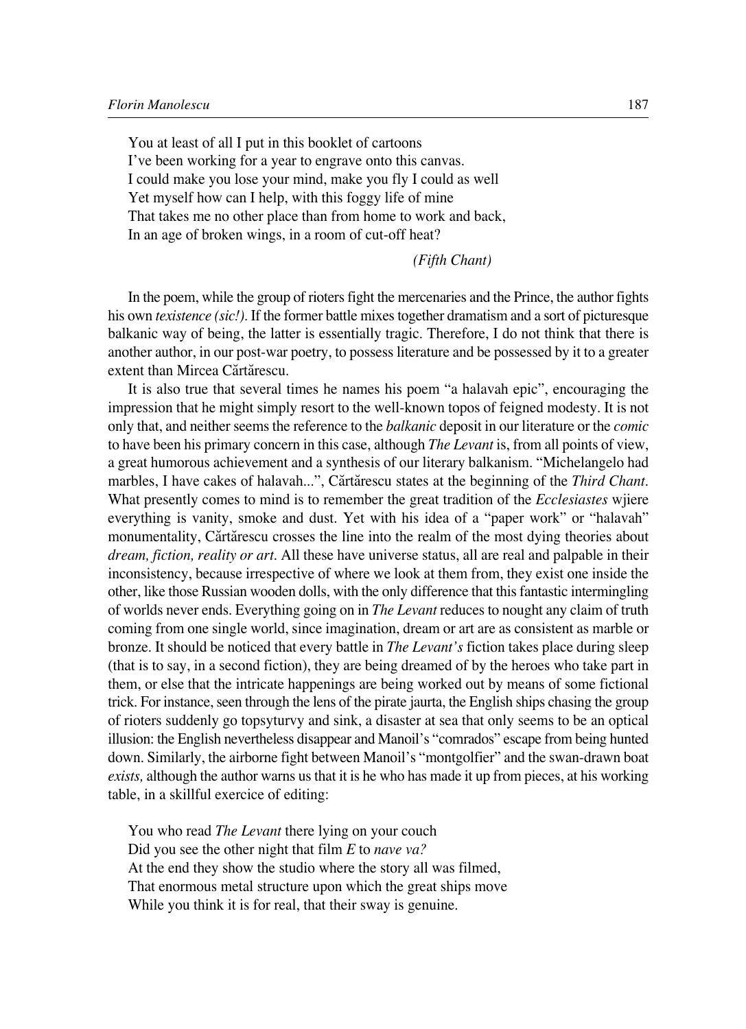You at least of all I put in this booklet of cartoons
I've been working for a year to engrave onto this canvas.
I could make you lose your mind, make you fly I could as well
Yet myself how can I help, with this foggy life of mine
That takes me no other place than from home to work and back,
In an age of broken wings, in a room of cut-off heat?

*(Fifth Chant)*

In the poem, while the group of rioters fight the mercenaries and the Prince, the author fights his own *texistence (sic!)*. If the former battle mixes together dramatism and a sort of picturesque balkanic way of being, the latter is essentially tragic. Therefore, I do not think that there is another author, in our post-war poetry, to possess literature and be possessed by it to a greater extent than Mircea Cărtărescu.

It is also true that several times he names his poem "a halavah epic", encouraging the impression that he might simply resort to the well-known topos of feigned modesty. It is not only that, and neither seems the reference to the *balkanic* deposit in our literature or the *comic* to have been his primary concern in this case, although *The Levant* is, from all points of view, a great humorous achievement and a synthesis of our literary balkanism. "Michelangelo had marbles, I have cakes of halavah...", Cărtărescu states at the beginning of the *Third Chant*. What presently comes to mind is to remember the great tradition of the *Ecclesiastes* wjiere everything is vanity, smoke and dust. Yet with his idea of a "paper work" or "halavah" monumentality, Cărtărescu crosses the line into the realm of the most dying theories about *dream, fiction, reality or art*. All these have universe status, all are real and palpable in their inconsistency, because irrespective of where we look at them from, they exist one inside the other, like those Russian wooden dolls, with the only difference that this fantastic intermingling of worlds never ends. Everything going on in *The Levant* reduces to nought any claim of truth coming from one single world, since imagination, dream or art are as consistent as marble or bronze. It should be noticed that every battle in *The Levant's* fiction takes place during sleep (that is to say, in a second fiction), they are being dreamed of by the heroes who take part in them, or else that the intricate happenings are being worked out by means of some fictional trick. For instance, seen through the lens of the pirate jaurta, the English ships chasing the group of rioters suddenly go topsyturvy and sink, a disaster at sea that only seems to be an optical illusion: the English nevertheless disappear and Manoil's "comrados" escape from being hunted down. Similarly, the airborne fight between Manoil's "montgolfier" and the swan-drawn boat *exists,* although the author warns us that it is he who has made it up from pieces, at his working table, in a skillful exercice of editing:

You who read *The Levant* there lying on your couch
Did you see the other night that film *E* to *nave va?*
At the end they show the studio where the story all was filmed,
That enormous metal structure upon which the great ships move
While you think it is for real, that their sway is genuine.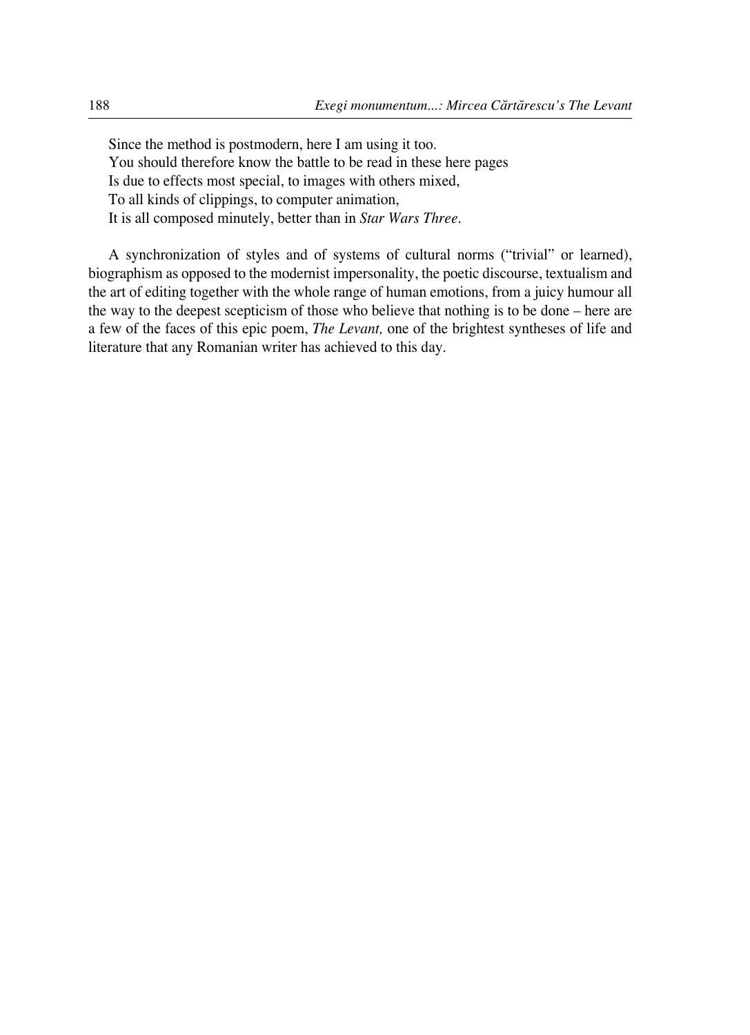Since the method is postmodern, here I am using it too.  
You should therefore know the battle to be read in these here pages  
Is due to effects most special, to images with others mixed,  
To all kinds of clippings, to computer animation,  
It is all composed minutely, better than in *Star Wars Three*.

A synchronization of styles and of systems of cultural norms ("trivial" or learned), biographism as opposed to the modernist impersonality, the poetic discourse, textualism and the art of editing together with the whole range of human emotions, from a juicy humour all the way to the deepest scepticism of those who believe that nothing is to be done – here are a few of the faces of this epic poem, *The Levant,* one of the brightest syntheses of life and literature that any Romanian writer has achieved to this day.